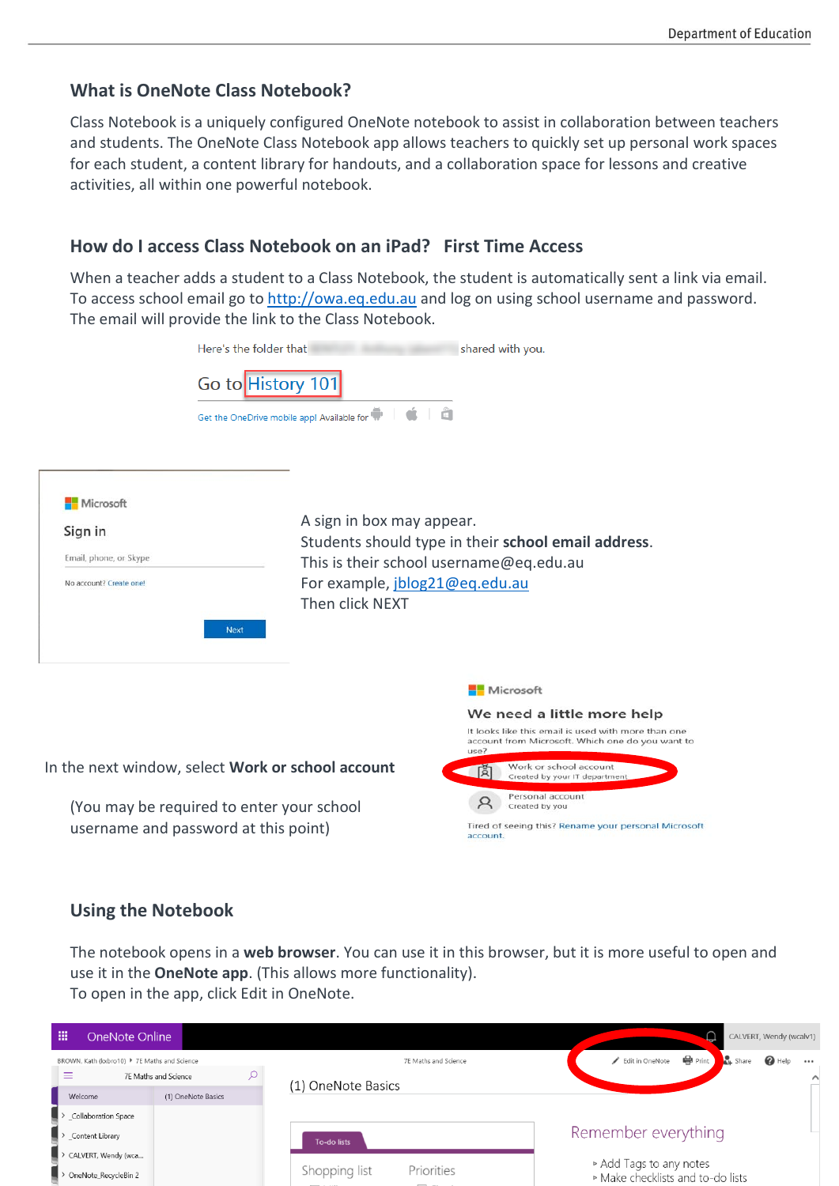### What is OneNote Class Notebook?

Class Notebook is a uniquely configured OneNote notebook to assist in collaboration between teachers and students. The OneNote Class Notebook app allows teachers to quickly set up personal work spaces for each student, a content library for handouts, and a collaboration space for lessons and creative activities, all within one powerful notebook.

### How do I access Class Notebook on an iPad? First Time Access

When a teacher adds a student to a Class Notebook, the student is automatically sent a link via email. To access school email go to http://owa.eq.edu.au and log on using school username and password. The email will provide the link to the Class Notebook.

A sign in box may appear.
Students should type in their **school email address**.
This is their school username@eq.edu.au
For example, jblog21@eq.edu.au
Then click NEXT

In the next window, select **Work or school account**

(You may be required to enter your school username and password at this point)

### Using the Notebook

The notebook opens in a **web browser**. You can use it in this browser, but it is more useful to open and use it in the **OneNote app**. (This allows more functionality).
To open in the app, click Edit in OneNote.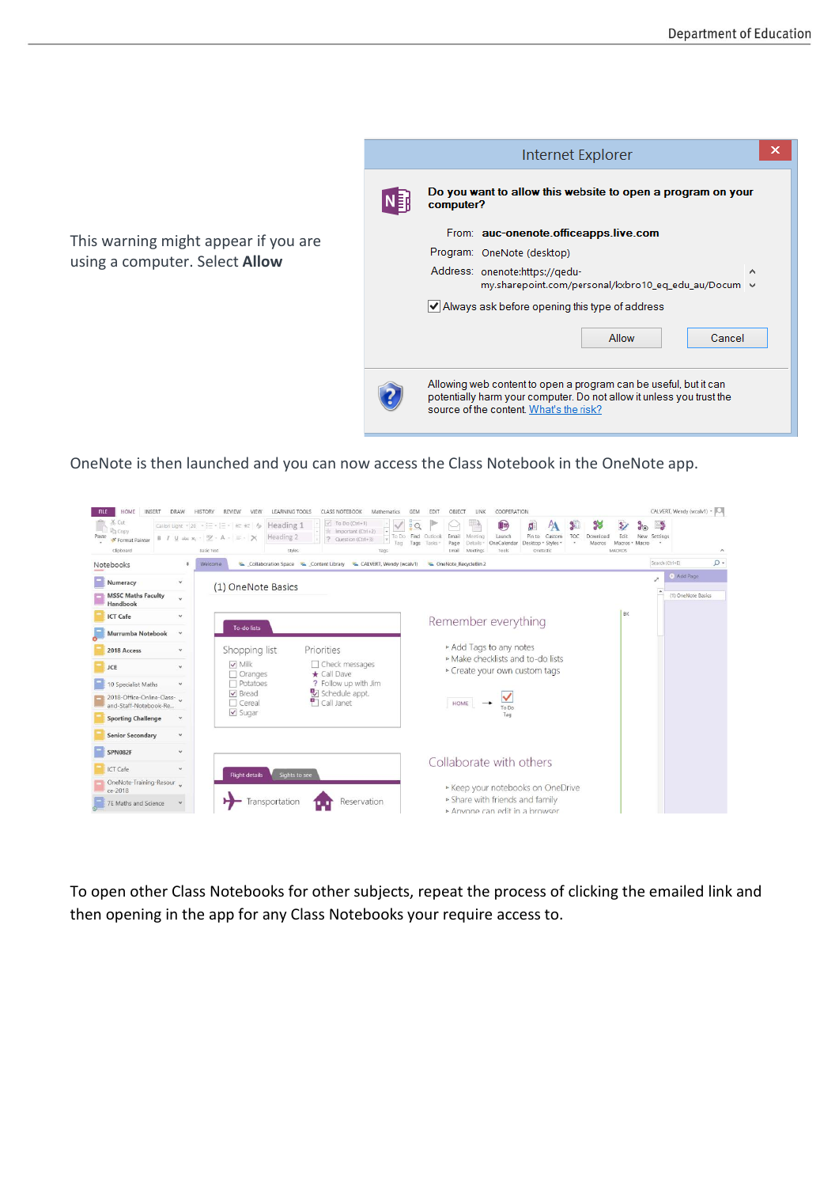This warning might appear if you are using a computer. Select **Allow**

OneNote is then launched and you can now access the Class Notebook in the OneNote app.

To open other Class Notebooks for other subjects, repeat the process of clicking the emailed link and then opening in the app for any Class Notebooks your require access to.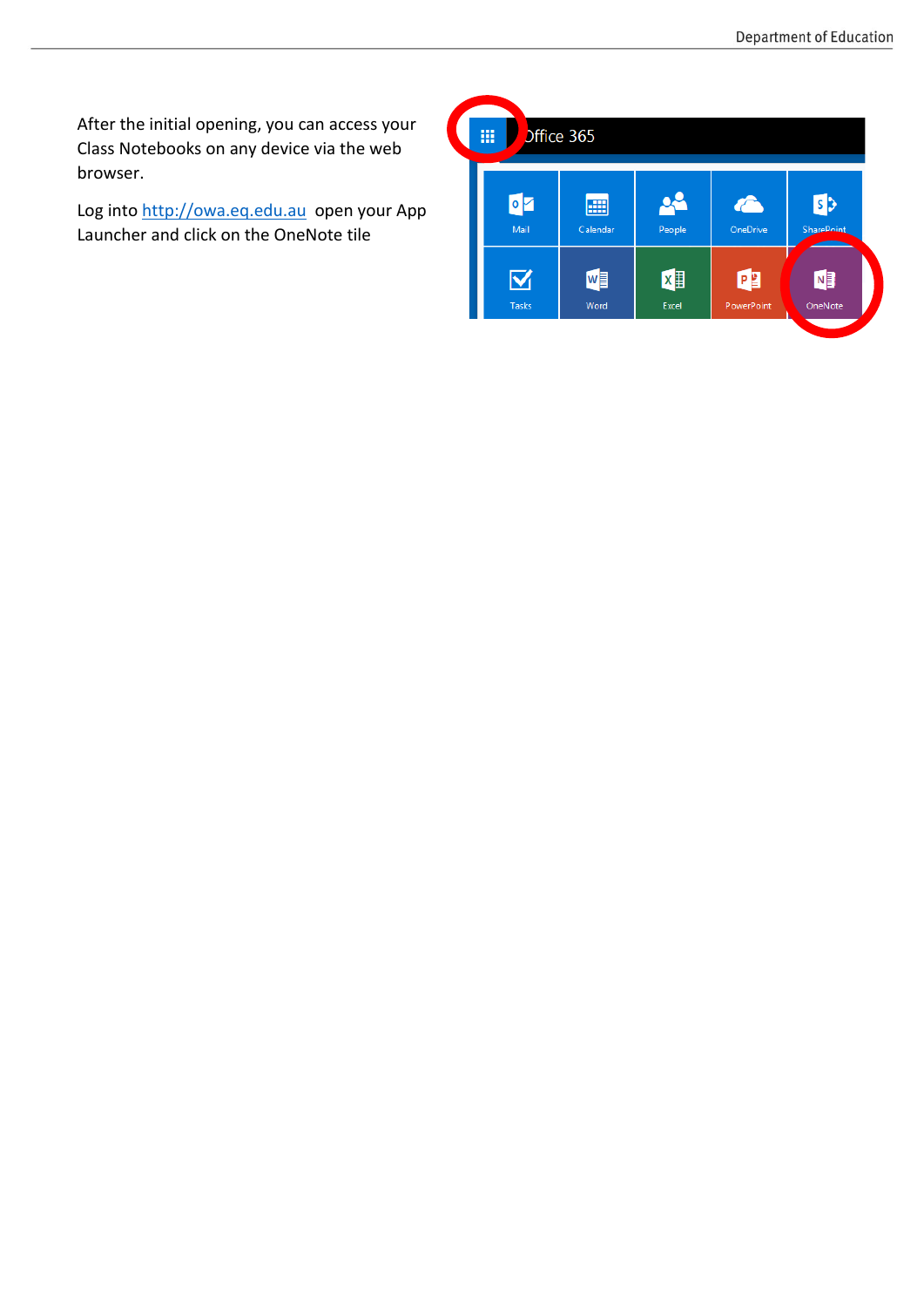After the initial opening, you can access your Class Notebooks on any device via the web browser.

Log into [http://owa.eq.edu.au](http://owa.eq.edu.au) open your App Launcher and click on the OneNote tile